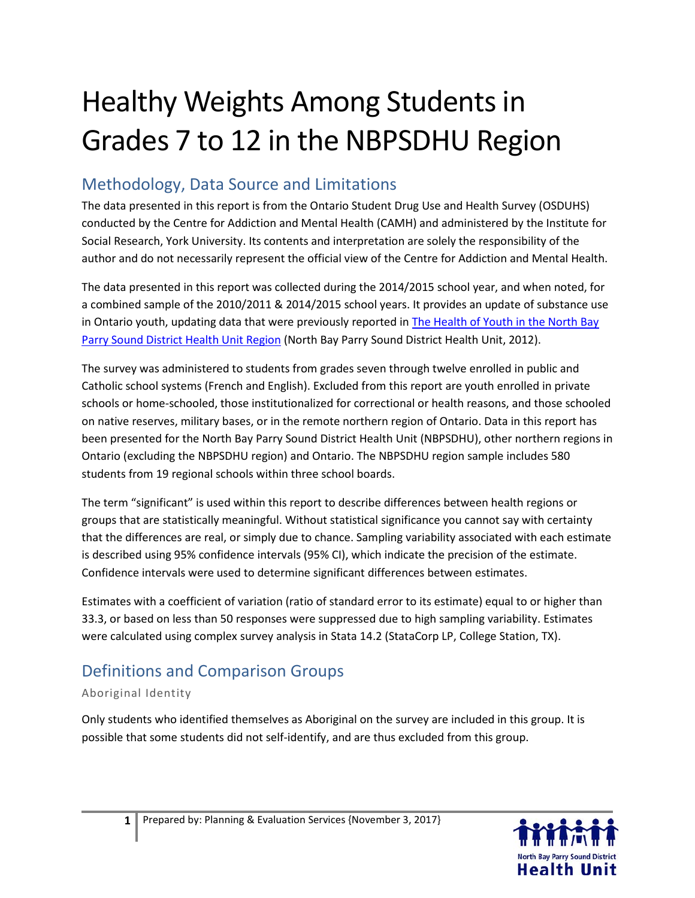# Healthy Weights Among Students in Grades 7 to 12 in the NBPSDHU Region

## Methodology, Data Source and Limitations

The data presented in this report is from the Ontario Student Drug Use and Health Survey (OSDUHS) conducted by the Centre for Addiction and Mental Health (CAMH) and administered by the Institute for Social Research, York University. Its contents and interpretation are solely the responsibility of the author and do not necessarily represent the official view of the Centre for Addiction and Mental Health.

The data presented in this report was collected during the 2014/2015 school year, and when noted, for a combined sample of the 2010/2011 & 2014/2015 school years. It provides an update of substance use in Ontario youth, updating data that were previously reported in The Health of Youth in the North Bay Parry Sound District Health Unit Region (North Bay Parry Sound District Health Unit, 2012).

The survey was administered to students from grades seven through twelve enrolled in public and Catholic school systems (French and English). Excluded from this report are youth enrolled in private schools or home-schooled, those institutionalized for correctional or health reasons, and those schooled on native reserves, military bases, or in the remote northern region of Ontario. Data in this report has been presented for the North Bay Parry Sound District Health Unit (NBPSDHU), other northern regions in Ontario (excluding the NBPSDHU region) and Ontario. The NBPSDHU region sample includes 580 students from 19 regional schools within three school boards.

The term "significant" is used within this report to describe differences between health regions or groups that are statistically meaningful. Without statistical significance you cannot say with certainty that the differences are real, or simply due to chance. Sampling variability associated with each estimate is described using 95% confidence intervals (95% CI), which indicate the precision of the estimate. Confidence intervals were used to determine significant differences between estimates.

Estimates with a coefficient of variation (ratio of standard error to its estimate) equal to or higher than 33.3, or based on less than 50 responses were suppressed due to high sampling variability. Estimates were calculated using complex survey analysis in Stata 14.2 (StataCorp LP, College Station, TX).

## Definitions and Comparison Groups

### Aboriginal Identity

Only students who identified themselves as Aboriginal on the survey are included in this group. It is possible that some students did not self-identify, and are thus excluded from this group.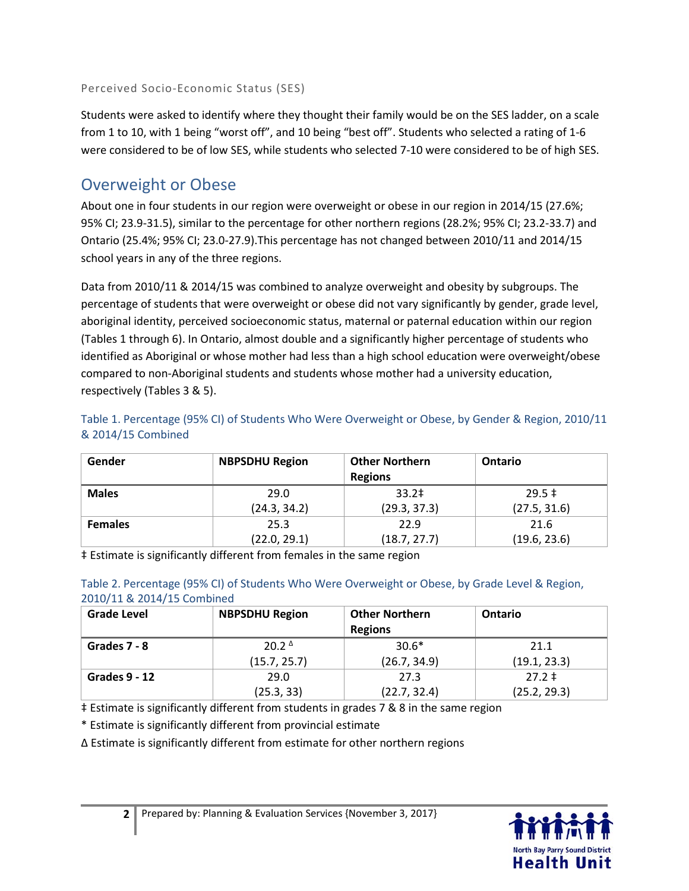### Perceived Socio-Economic Status (SES)

Students were asked to identify where they thought their family would be on the SES ladder, on a scale from 1 to 10, with 1 being "worst off", and 10 being "best off". Students who selected a rating of 1-6 were considered to be of low SES, while students who selected 7-10 were considered to be of high SES.

## Overweight or Obese

About one in four students in our region were overweight or obese in our region in 2014/15 (27.6%; 95% CI; 23.9-31.5), similar to the percentage for other northern regions (28.2%; 95% CI; 23.2-33.7) and Ontario (25.4%; 95% CI; 23.0-27.9).This percentage has not changed between 2010/11 and 2014/15 school years in any of the three regions.

Data from 2010/11 & 2014/15 was combined to analyze overweight and obesity by subgroups. The percentage of students that were overweight or obese did not vary significantly by gender, grade level, aboriginal identity, perceived socioeconomic status, maternal or paternal education within our region (Tables 1 through 6). In Ontario, almost double and a significantly higher percentage of students who identified as Aboriginal or whose mother had less than a high school education were overweight/obese compared to non-Aboriginal students and students whose mother had a university education, respectively (Tables 3 & 5).

Table 1. Percentage (95% CI) of Students Who Were Overweight or Obese, by Gender & Region, 2010/11 & 2014/15 Combined

| Gender | NBPSDHU Region | Other Northern Regions | Ontario |
|---|---|---|---|
| **Males** | 29.0 (24.3, 34.2) | 33.2‡ (29.3, 37.3) | 29.5 ‡ (27.5, 31.6) |
| **Females** | 25.3 (22.0, 29.1) | 22.9 (18.7, 27.7) | 21.6 (19.6, 23.6) |

‡ Estimate is significantly different from females in the same region

Table 2. Percentage (95% CI) of Students Who Were Overweight or Obese, by Grade Level & Region, 2010/11 & 2014/15 Combined

| Grade Level | NBPSDHU Region | Other Northern Regions | Ontario |
|---|---|---|---|
| **Grades 7 - 8** | 20.2 Δ (15.7, 25.7) | 30.6* (26.7, 34.9) | 21.1 (19.1, 23.3) |
| **Grades 9 - 12** | 29.0 (25.3, 33) | 27.3 (22.7, 32.4) | 27.2 ‡ (25.2, 29.3) |

‡ Estimate is significantly different from students in grades 7 & 8 in the same region

* Estimate is significantly different from provincial estimate

Δ Estimate is significantly different from estimate for other northern regions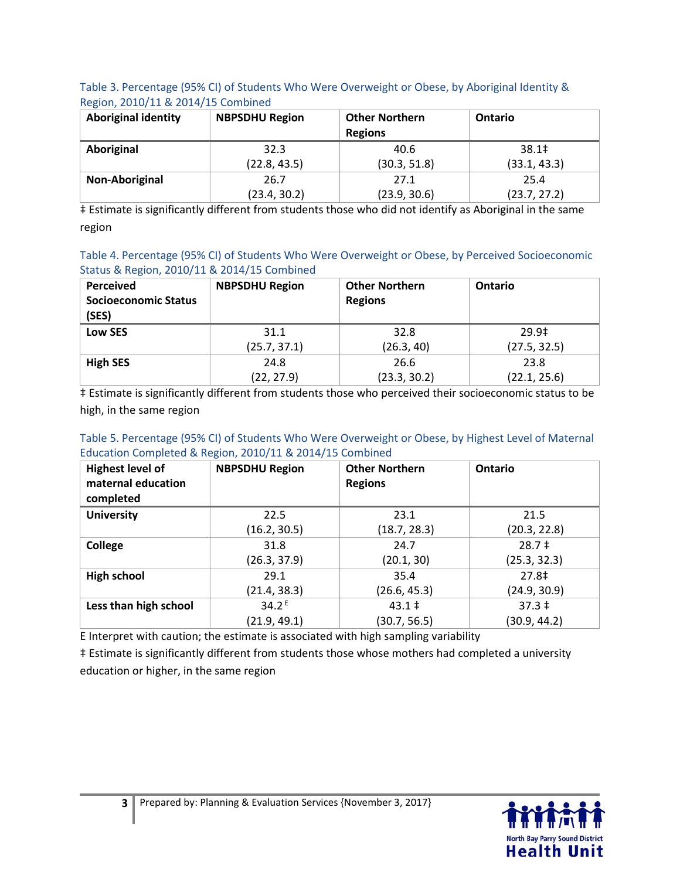Table 3. Percentage (95% CI) of Students Who Were Overweight or Obese, by Aboriginal Identity & Region, 2010/11 & 2014/15 Combined

| Aboriginal identity | NBPSDHU Region | Other Northern Regions | Ontario |
|---|---|---|---|
| **Aboriginal** | 32.3 (22.8, 43.5) | 40.6 (30.3, 51.8) | 38.1‡ (33.1, 43.3) |
| **Non-Aboriginal** | 26.7 (23.4, 30.2) | 27.1 (23.9, 30.6) | 25.4 (23.7, 27.2) |

‡ Estimate is significantly different from students those who did not identify as Aboriginal in the same region

Table 4. Percentage (95% CI) of Students Who Were Overweight or Obese, by Perceived Socioeconomic Status & Region, 2010/11 & 2014/15 Combined

| Perceived Socioeconomic Status (SES) | NBPSDHU Region | Other Northern Regions | Ontario |
|---|---|---|---|
| **Low SES** | 31.1 (25.7, 37.1) | 32.8 (26.3, 40) | 29.9‡ (27.5, 32.5) |
| **High SES** | 24.8 (22, 27.9) | 26.6 (23.3, 30.2) | 23.8 (22.1, 25.6) |

‡ Estimate is significantly different from students those who perceived their socioeconomic status to be high, in the same region

Table 5. Percentage (95% CI) of Students Who Were Overweight or Obese, by Highest Level of Maternal Education Completed & Region, 2010/11 & 2014/15 Combined

| Highest level of maternal education completed | NBPSDHU Region | Other Northern Regions | Ontario |
|---|---|---|---|
| **University** | 22.5 (16.2, 30.5) | 23.1 (18.7, 28.3) | 21.5 (20.3, 22.8) |
| **College** | 31.8 (26.3, 37.9) | 24.7 (20.1, 30) | 28.7 ‡ (25.3, 32.3) |
| **High school** | 29.1 (21.4, 38.3) | 35.4 (26.6, 45.3) | 27.8‡ (24.9, 30.9) |
| **Less than high school** | 34.2 E (21.9, 49.1) | 43.1 ‡ (30.7, 56.5) | 37.3 ‡ (30.9, 44.2) |

E Interpret with caution; the estimate is associated with high sampling variability

‡ Estimate is significantly different from students those whose mothers had completed a university education or higher, in the same region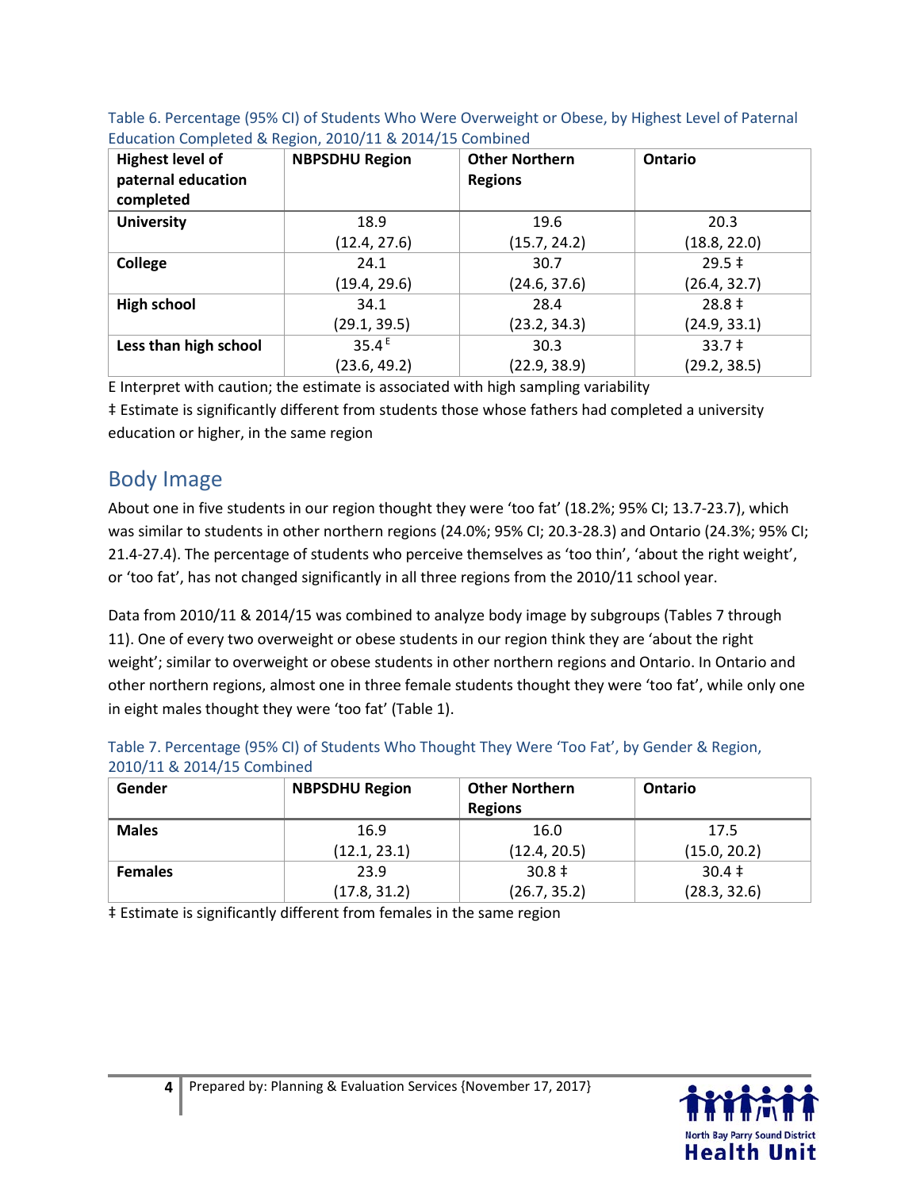Table 6. Percentage (95% CI) of Students Who Were Overweight or Obese, by Highest Level of Paternal Education Completed & Region, 2010/11 & 2014/15 Combined

| Highest level of paternal education completed | NBPSDHU Region | Other Northern Regions | Ontario |
|---|---|---|---|
| **University** | 18.9 (12.4, 27.6) | 19.6 (15.7, 24.2) | 20.3 (18.8, 22.0) |
| **College** | 24.1 (19.4, 29.6) | 30.7 (24.6, 37.6) | 29.5 ‡ (26.4, 32.7) |
| **High school** | 34.1 (29.1, 39.5) | 28.4 (23.2, 34.3) | 28.8 ‡ (24.9, 33.1) |
| **Less than high school** | 35.4 E (23.6, 49.2) | 30.3 (22.9, 38.9) | 33.7 ‡ (29.2, 38.5) |

E Interpret with caution; the estimate is associated with high sampling variability

‡ Estimate is significantly different from students those whose fathers had completed a university education or higher, in the same region

## Body Image

About one in five students in our region thought they were 'too fat' (18.2%; 95% CI; 13.7-23.7), which was similar to students in other northern regions (24.0%; 95% CI; 20.3-28.3) and Ontario (24.3%; 95% CI; 21.4-27.4). The percentage of students who perceive themselves as 'too thin', 'about the right weight', or 'too fat', has not changed significantly in all three regions from the 2010/11 school year.

Data from 2010/11 & 2014/15 was combined to analyze body image by subgroups (Tables 7 through 11). One of every two overweight or obese students in our region think they are 'about the right weight'; similar to overweight or obese students in other northern regions and Ontario. In Ontario and other northern regions, almost one in three female students thought they were 'too fat', while only one in eight males thought they were 'too fat' (Table 1).

Table 7. Percentage (95% CI) of Students Who Thought They Were 'Too Fat', by Gender & Region, 2010/11 & 2014/15 Combined

| Gender | NBPSDHU Region | Other Northern Regions | Ontario |
|---|---|---|---|
| **Males** | 16.9 (12.1, 23.1) | 16.0 (12.4, 20.5) | 17.5 (15.0, 20.2) |
| **Females** | 23.9 (17.8, 31.2) | 30.8 ‡ (26.7, 35.2) | 30.4 ‡ (28.3, 32.6) |

‡ Estimate is significantly different from females in the same region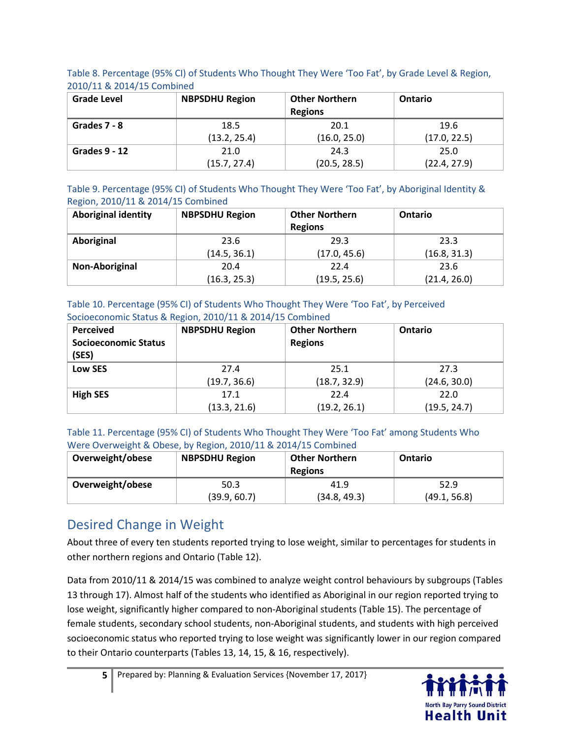Table 8. Percentage (95% CI) of Students Who Thought They Were 'Too Fat', by Grade Level & Region, 2010/11 & 2014/15 Combined

| Grade Level | NBPSDHU Region | Other Northern Regions | Ontario |
|---|---|---|---|
| **Grades 7 - 8** | 18.5 (13.2, 25.4) | 20.1 (16.0, 25.0) | 19.6 (17.0, 22.5) |
| **Grades 9 - 12** | 21.0 (15.7, 27.4) | 24.3 (20.5, 28.5) | 25.0 (22.4, 27.9) |

Table 9. Percentage (95% CI) of Students Who Thought They Were 'Too Fat', by Aboriginal Identity & Region, 2010/11 & 2014/15 Combined

| Aboriginal identity | NBPSDHU Region | Other Northern Regions | Ontario |
|---|---|---|---|
| **Aboriginal** | 23.6 (14.5, 36.1) | 29.3 (17.0, 45.6) | 23.3 (16.8, 31.3) |
| **Non-Aboriginal** | 20.4 (16.3, 25.3) | 22.4 (19.5, 25.6) | 23.6 (21.4, 26.0) |

Table 10. Percentage (95% CI) of Students Who Thought They Were 'Too Fat', by Perceived Socioeconomic Status & Region, 2010/11 & 2014/15 Combined

| Perceived Socioeconomic Status (SES) | NBPSDHU Region | Other Northern Regions | Ontario |
|---|---|---|---|
| **Low SES** | 27.4 (19.7, 36.6) | 25.1 (18.7, 32.9) | 27.3 (24.6, 30.0) |
| **High SES** | 17.1 (13.3, 21.6) | 22.4 (19.2, 26.1) | 22.0 (19.5, 24.7) |

Table 11. Percentage (95% CI) of Students Who Thought They Were 'Too Fat' among Students Who Were Overweight & Obese, by Region, 2010/11 & 2014/15 Combined

| Overweight/obese | NBPSDHU Region | Other Northern Regions | Ontario |
|---|---|---|---|
| **Overweight/obese** | 50.3 (39.9, 60.7) | 41.9 (34.8, 49.3) | 52.9 (49.1, 56.8) |

## Desired Change in Weight

About three of every ten students reported trying to lose weight, similar to percentages for students in other northern regions and Ontario (Table 12).

Data from 2010/11 & 2014/15 was combined to analyze weight control behaviours by subgroups (Tables 13 through 17). Almost half of the students who identified as Aboriginal in our region reported trying to lose weight, significantly higher compared to non-Aboriginal students (Table 15). The percentage of female students, secondary school students, non-Aboriginal students, and students with high perceived socioeconomic status who reported trying to lose weight was significantly lower in our region compared to their Ontario counterparts (Tables 13, 14, 15, & 16, respectively).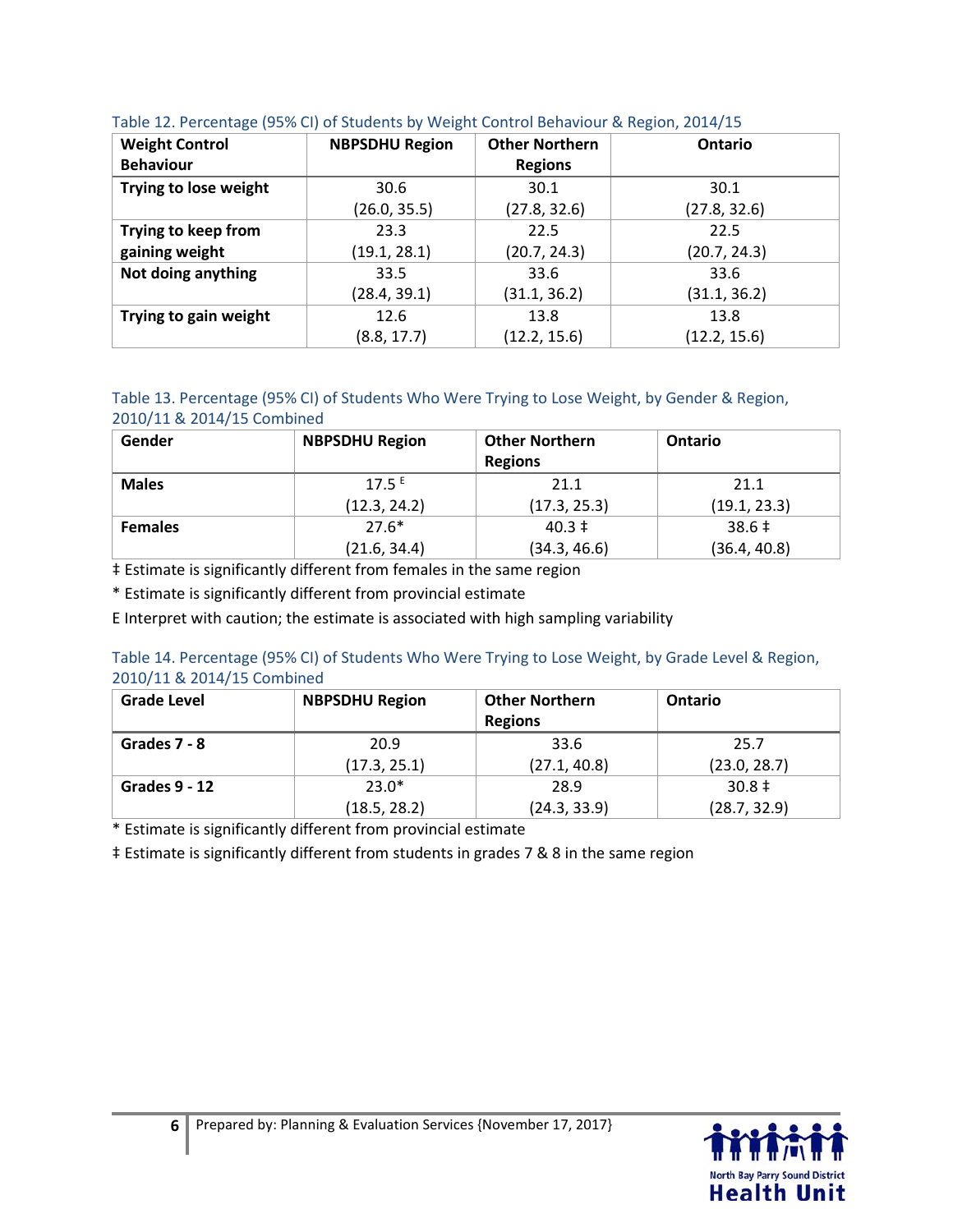Table 12. Percentage (95% CI) of Students by Weight Control Behaviour & Region, 2014/15

| Weight Control Behaviour | NBPSDHU Region | Other Northern Regions | Ontario |
|---|---|---|---|
| **Trying to lose weight** | 30.6 (26.0, 35.5) | 30.1 (27.8, 32.6) | 30.1 (27.8, 32.6) |
| **Trying to keep from gaining weight** | 23.3 (19.1, 28.1) | 22.5 (20.7, 24.3) | 22.5 (20.7, 24.3) |
| **Not doing anything** | 33.5 (28.4, 39.1) | 33.6 (31.1, 36.2) | 33.6 (31.1, 36.2) |
| **Trying to gain weight** | 12.6 (8.8, 17.7) | 13.8 (12.2, 15.6) | 13.8 (12.2, 15.6) |

Table 13. Percentage (95% CI) of Students Who Were Trying to Lose Weight, by Gender & Region, 2010/11 & 2014/15 Combined

| Gender | NBPSDHU Region | Other Northern Regions | Ontario |
|---|---|---|---|
| **Males** | 17.5 E (12.3, 24.2) | 21.1 (17.3, 25.3) | 21.1 (19.1, 23.3) |
| **Females** | 27.6* (21.6, 34.4) | 40.3 ‡ (34.3, 46.6) | 38.6 ‡ (36.4, 40.8) |

‡ Estimate is significantly different from females in the same region

* Estimate is significantly different from provincial estimate

E Interpret with caution; the estimate is associated with high sampling variability

Table 14. Percentage (95% CI) of Students Who Were Trying to Lose Weight, by Grade Level & Region, 2010/11 & 2014/15 Combined

| Grade Level | NBPSDHU Region | Other Northern Regions | Ontario |
|---|---|---|---|
| **Grades 7 - 8** | 20.9 (17.3, 25.1) | 33.6 (27.1, 40.8) | 25.7 (23.0, 28.7) |
| **Grades 9 - 12** | 23.0* (18.5, 28.2) | 28.9 (24.3, 33.9) | 30.8 ‡ (28.7, 32.9) |

* Estimate is significantly different from provincial estimate

‡ Estimate is significantly different from students in grades 7 & 8 in the same region

Prepared by: Planning & Evaluation Services {November 17, 2017}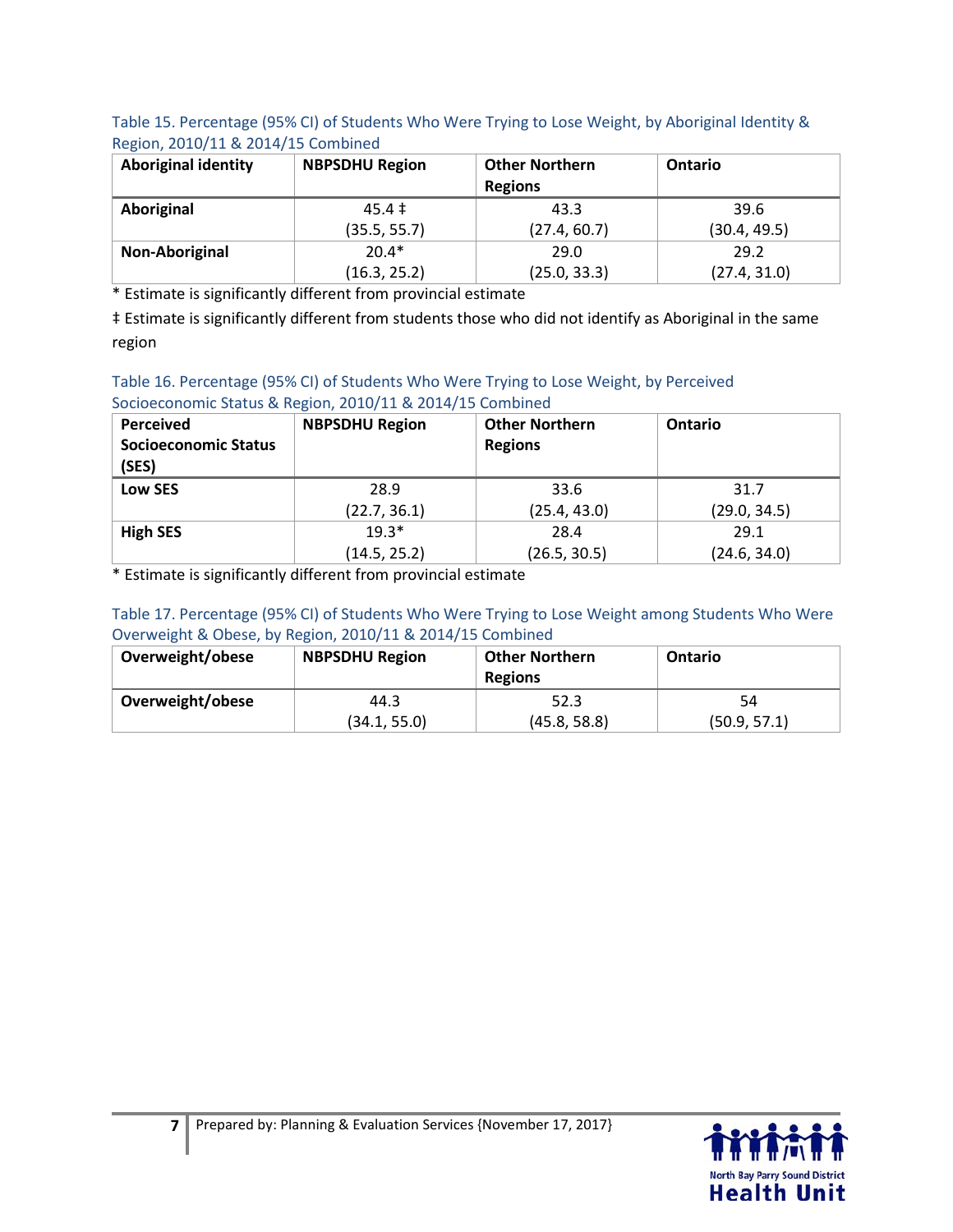Table 15. Percentage (95% CI) of Students Who Were Trying to Lose Weight, by Aboriginal Identity & Region, 2010/11 & 2014/15 Combined

| Aboriginal identity | NBPSDHU Region | Other Northern Regions | Ontario |
|---|---|---|---|
| **Aboriginal** | 45.4 ‡ (35.5, 55.7) | 43.3 (27.4, 60.7) | 39.6 (30.4, 49.5) |
| **Non-Aboriginal** | 20.4* (16.3, 25.2) | 29.0 (25.0, 33.3) | 29.2 (27.4, 31.0) |

* Estimate is significantly different from provincial estimate

‡ Estimate is significantly different from students those who did not identify as Aboriginal in the same region

Table 16. Percentage (95% CI) of Students Who Were Trying to Lose Weight, by Perceived Socioeconomic Status & Region, 2010/11 & 2014/15 Combined

| Perceived Socioeconomic Status (SES) | NBPSDHU Region | Other Northern Regions | Ontario |
|---|---|---|---|
| **Low SES** | 28.9 (22.7, 36.1) | 33.6 (25.4, 43.0) | 31.7 (29.0, 34.5) |
| **High SES** | 19.3* (14.5, 25.2) | 28.4 (26.5, 30.5) | 29.1 (24.6, 34.0) |

* Estimate is significantly different from provincial estimate

Table 17. Percentage (95% CI) of Students Who Were Trying to Lose Weight among Students Who Were Overweight & Obese, by Region, 2010/11 & 2014/15 Combined

| Overweight/obese | NBPSDHU Region | Other Northern Regions | Ontario |
|---|---|---|---|
| **Overweight/obese** | 44.3 (34.1, 55.0) | 52.3 (45.8, 58.8) | 54 (50.9, 57.1) |